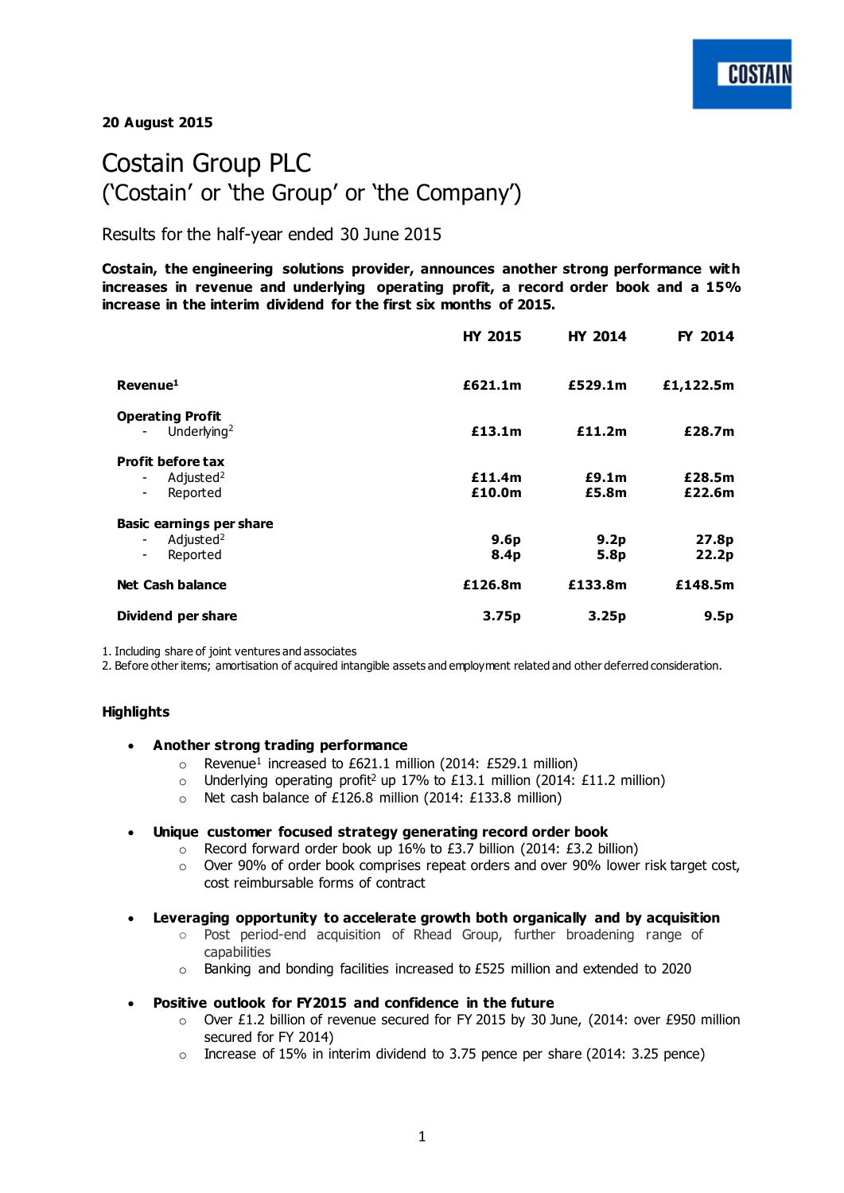**20 August 2015**

# Costain Group PLC
## ('Costain' or 'the Group' or 'the Company')

Results for the half-year ended 30 June 2015

**Costain, the engineering solutions provider, announces another strong performance with increases in revenue and underlying operating profit, a record order book and a 15% increase in the interim dividend for the first six months of 2015.**

| | HY 2015 | HY 2014 | FY 2014 |
|---|---|---|---|
| **Revenue**[1] | **£621.1m** | **£529.1m** | **£1,122.5m** |
| **Operating Profit** | | | |
| - Underlying[2] | **£13.1m** | **£11.2m** | **£28.7m** |
| **Profit before tax** | | | |
| - Adjusted[2] | **£11.4m** | **£9.1m** | **£28.5m** |
| - Reported | **£10.0m** | **£5.8m** | **£22.6m** |
| **Basic earnings per share** | | | |
| - Adjusted[2] | **9.6p** | **9.2p** | **27.8p** |
| - Reported | **8.4p** | **5.8p** | **22.2p** |
| **Net Cash balance** | **£126.8m** | **£133.8m** | **£148.5m** |
| **Dividend per share** | **3.75p** | **3.25p** | **9.5p** |

1. Including share of joint ventures and associates
2. Before other items; amortisation of acquired intangible assets and employment related and other deferred consideration.

**Highlights**

- **Another strong trading performance**
  - Revenue[1] increased to £621.1 million (2014: £529.1 million)
  - Underlying operating profit[2] up 17% to £13.1 million (2014: £11.2 million)
  - Net cash balance of £126.8 million (2014: £133.8 million)

- **Unique customer focused strategy generating record order book**
  - Record forward order book up 16% to £3.7 billion (2014: £3.2 billion)
  - Over 90% of order book comprises repeat orders and over 90% lower risk target cost, cost reimbursable forms of contract

- **Leveraging opportunity to accelerate growth both organically and by acquisition**
  - Post period-end acquisition of Rhead Group, further broadening range of capabilities
  - Banking and bonding facilities increased to £525 million and extended to 2020

- **Positive outlook for FY2015 and confidence in the future**
  - Over £1.2 billion of revenue secured for FY 2015 by 30 June, (2014: over £950 million secured for FY 2014)
  - Increase of 15% in interim dividend to 3.75 pence per share (2014: 3.25 pence)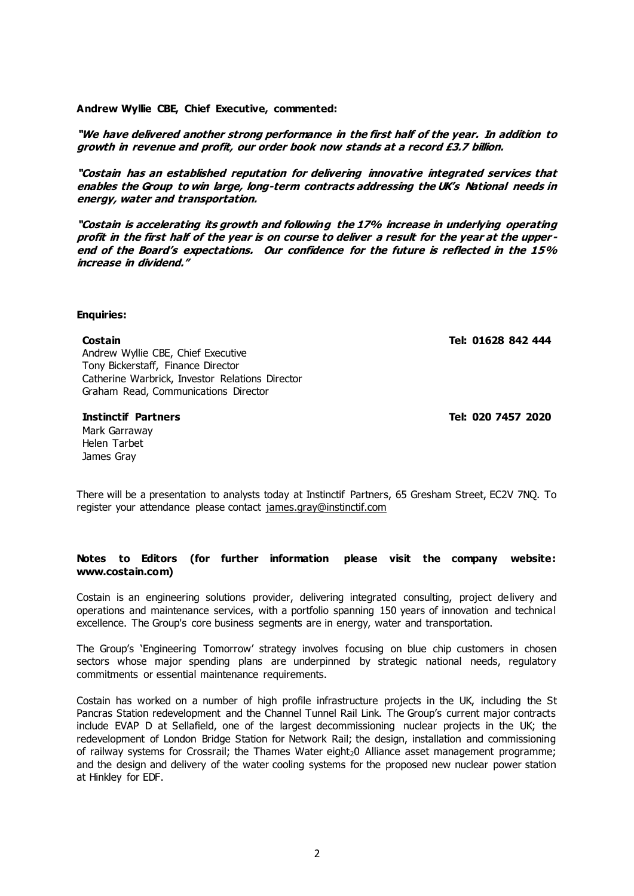**Andrew Wyllie CBE, Chief Executive, commented:**

***"We have delivered another strong performance in the first half of the year. In addition to growth in revenue and profit, our order book now stands at a record £3.7 billion.***

***"Costain has an established reputation for delivering innovative integrated services that enables the Group to win large, long-term contracts addressing the UK's National needs in energy, water and transportation.***

***"Costain is accelerating its growth and following the 17% increase in underlying operating profit in the first half of the year is on course to deliver a result for the year at the upper-end of the Board's expectations. Our confidence for the future is reflected in the 15% increase in dividend."***

**Enquiries:**

**Costain** **Tel: 01628 842 444**
Andrew Wyllie CBE, Chief Executive
Tony Bickerstaff, Finance Director
Catherine Warbrick, Investor Relations Director
Graham Read, Communications Director

**Instinctif Partners** **Tel: 020 7457 2020**
Mark Garraway
Helen Tarbet
James Gray

There will be a presentation to analysts today at Instinctif Partners, 65 Gresham Street, EC2V 7NQ. To register your attendance please contact james.gray@instinctif.com

**Notes to Editors (for further information please visit the company website: www.costain.com)**

Costain is an engineering solutions provider, delivering integrated consulting, project delivery and operations and maintenance services, with a portfolio spanning 150 years of innovation and technical excellence. The Group's core business segments are in energy, water and transportation.

The Group's 'Engineering Tomorrow' strategy involves focusing on blue chip customers in chosen sectors whose major spending plans are underpinned by strategic national needs, regulatory commitments or essential maintenance requirements.

Costain has worked on a number of high profile infrastructure projects in the UK, including the St Pancras Station redevelopment and the Channel Tunnel Rail Link. The Group's current major contracts include EVAP D at Sellafield, one of the largest decommissioning nuclear projects in the UK; the redevelopment of London Bridge Station for Network Rail; the design, installation and commissioning of railway systems for Crossrail; the Thames Water eight$_2$0 Alliance asset management programme; and the design and delivery of the water cooling systems for the proposed new nuclear power station at Hinkley for EDF.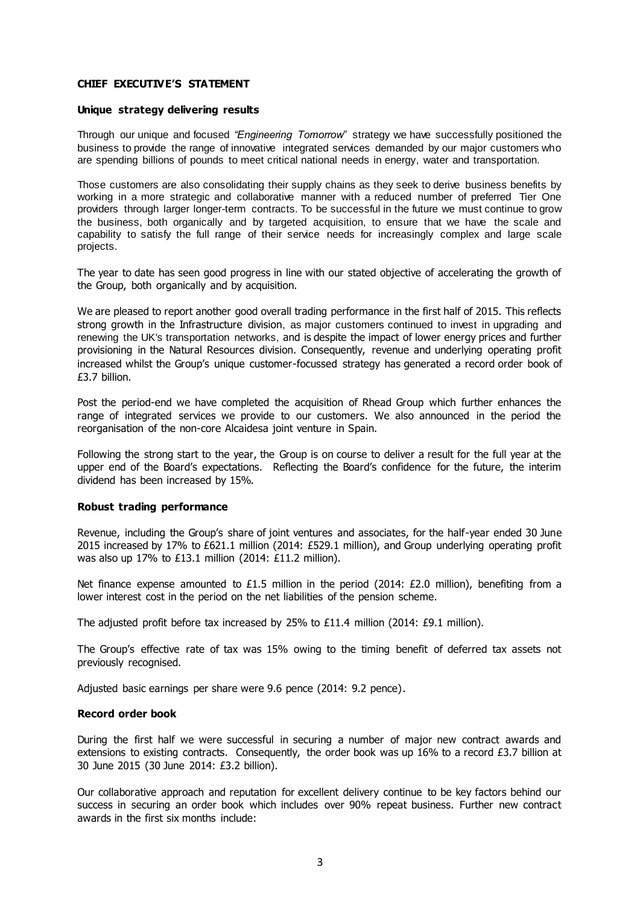## CHIEF EXECUTIVE'S STATEMENT

### Unique strategy delivering results

Through our unique and focused *"Engineering Tomorrow*" strategy we have successfully positioned the business to provide the range of innovative integrated services demanded by our major customers who are spending billions of pounds to meet critical national needs in energy, water and transportation.

Those customers are also consolidating their supply chains as they seek to derive business benefits by working in a more strategic and collaborative manner with a reduced number of preferred Tier One providers through larger longer-term contracts. To be successful in the future we must continue to grow the business, both organically and by targeted acquisition, to ensure that we have the scale and capability to satisfy the full range of their service needs for increasingly complex and large scale projects.

The year to date has seen good progress in line with our stated objective of accelerating the growth of the Group, both organically and by acquisition.

We are pleased to report another good overall trading performance in the first half of 2015. This reflects strong growth in the Infrastructure division, as major customers continued to invest in upgrading and renewing the UK's transportation networks, and is despite the impact of lower energy prices and further provisioning in the Natural Resources division. Consequently, revenue and underlying operating profit increased whilst the Group's unique customer-focussed strategy has generated a record order book of £3.7 billion.

Post the period-end we have completed the acquisition of Rhead Group which further enhances the range of integrated services we provide to our customers. We also announced in the period the reorganisation of the non-core Alcaidesa joint venture in Spain.

Following the strong start to the year, the Group is on course to deliver a result for the full year at the upper end of the Board's expectations. Reflecting the Board's confidence for the future, the interim dividend has been increased by 15%.

### Robust trading performance

Revenue, including the Group's share of joint ventures and associates, for the half-year ended 30 June 2015 increased by 17% to £621.1 million (2014: £529.1 million), and Group underlying operating profit was also up 17% to £13.1 million (2014: £11.2 million).

Net finance expense amounted to £1.5 million in the period (2014: £2.0 million), benefiting from a lower interest cost in the period on the net liabilities of the pension scheme.

The adjusted profit before tax increased by 25% to £11.4 million (2014: £9.1 million).

The Group's effective rate of tax was 15% owing to the timing benefit of deferred tax assets not previously recognised.

Adjusted basic earnings per share were 9.6 pence (2014: 9.2 pence).

### Record order book

During the first half we were successful in securing a number of major new contract awards and extensions to existing contracts. Consequently, the order book was up 16% to a record £3.7 billion at 30 June 2015 (30 June 2014: £3.2 billion).

Our collaborative approach and reputation for excellent delivery continue to be key factors behind our success in securing an order book which includes over 90% repeat business. Further new contract awards in the first six months include: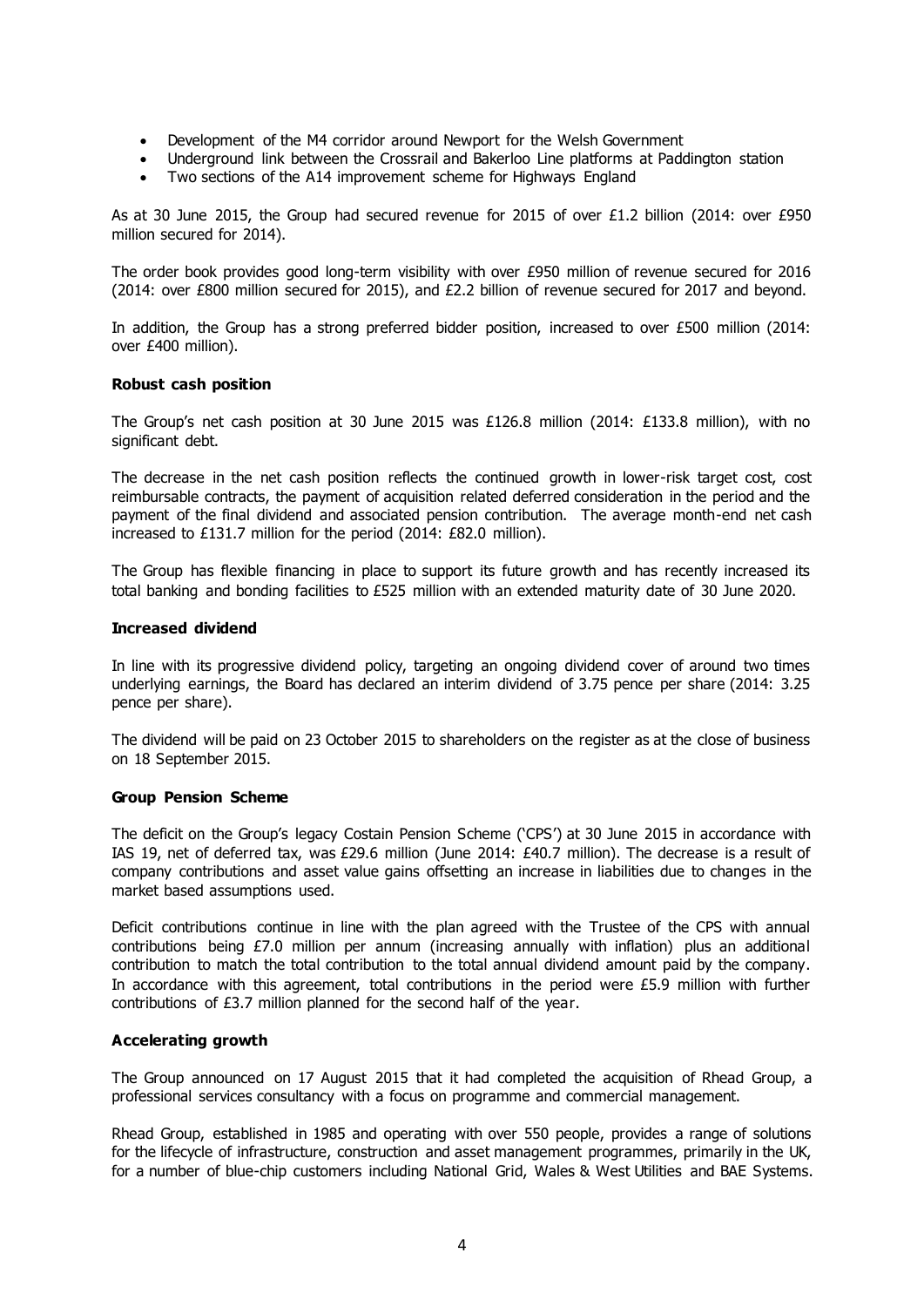- Development of the M4 corridor around Newport for the Welsh Government
- Underground link between the Crossrail and Bakerloo Line platforms at Paddington station
- Two sections of the A14 improvement scheme for Highways England

As at 30 June 2015, the Group had secured revenue for 2015 of over £1.2 billion (2014: over £950 million secured for 2014).

The order book provides good long-term visibility with over £950 million of revenue secured for 2016 (2014: over £800 million secured for 2015), and £2.2 billion of revenue secured for 2017 and beyond.

In addition, the Group has a strong preferred bidder position, increased to over £500 million (2014: over £400 million).

**Robust cash position**

The Group's net cash position at 30 June 2015 was £126.8 million (2014: £133.8 million), with no significant debt.

The decrease in the net cash position reflects the continued growth in lower-risk target cost, cost reimbursable contracts, the payment of acquisition related deferred consideration in the period and the payment of the final dividend and associated pension contribution. The average month-end net cash increased to £131.7 million for the period (2014: £82.0 million).

The Group has flexible financing in place to support its future growth and has recently increased its total banking and bonding facilities to £525 million with an extended maturity date of 30 June 2020.

**Increased dividend**

In line with its progressive dividend policy, targeting an ongoing dividend cover of around two times underlying earnings, the Board has declared an interim dividend of 3.75 pence per share (2014: 3.25 pence per share).

The dividend will be paid on 23 October 2015 to shareholders on the register as at the close of business on 18 September 2015.

**Group Pension Scheme**

The deficit on the Group's legacy Costain Pension Scheme ('CPS') at 30 June 2015 in accordance with IAS 19, net of deferred tax, was £29.6 million (June 2014: £40.7 million). The decrease is a result of company contributions and asset value gains offsetting an increase in liabilities due to changes in the market based assumptions used.

Deficit contributions continue in line with the plan agreed with the Trustee of the CPS with annual contributions being £7.0 million per annum (increasing annually with inflation) plus an additional contribution to match the total contribution to the total annual dividend amount paid by the company. In accordance with this agreement, total contributions in the period were £5.9 million with further contributions of £3.7 million planned for the second half of the year.

**Accelerating growth**

The Group announced on 17 August 2015 that it had completed the acquisition of Rhead Group, a professional services consultancy with a focus on programme and commercial management.

Rhead Group, established in 1985 and operating with over 550 people, provides a range of solutions for the lifecycle of infrastructure, construction and asset management programmes, primarily in the UK, for a number of blue-chip customers including National Grid, Wales & West Utilities and BAE Systems.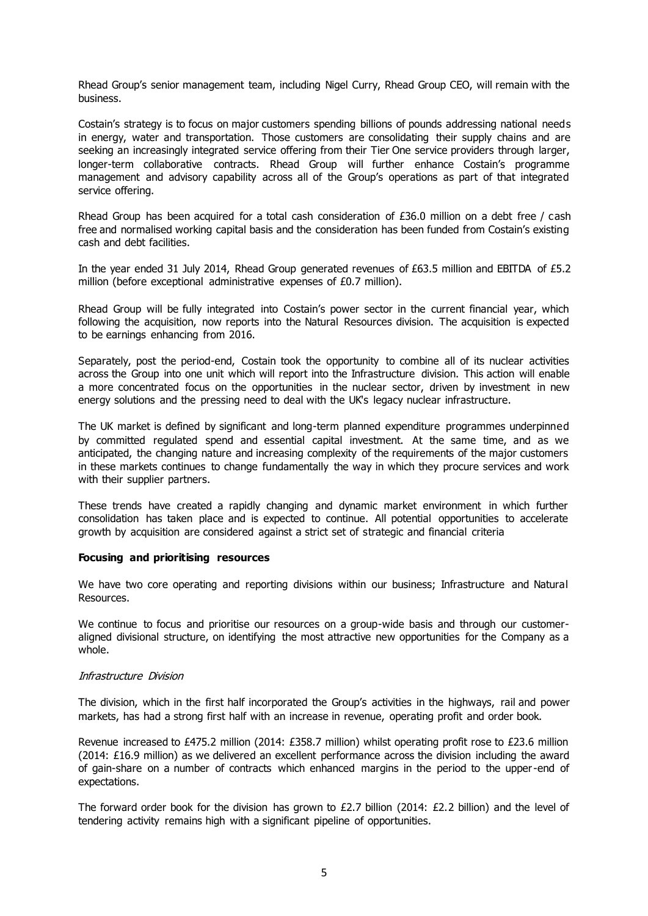Rhead Group's senior management team, including Nigel Curry, Rhead Group CEO, will remain with the business.

Costain's strategy is to focus on major customers spending billions of pounds addressing national needs in energy, water and transportation. Those customers are consolidating their supply chains and are seeking an increasingly integrated service offering from their Tier One service providers through larger, longer-term collaborative contracts. Rhead Group will further enhance Costain's programme management and advisory capability across all of the Group's operations as part of that integrated service offering.

Rhead Group has been acquired for a total cash consideration of £36.0 million on a debt free / cash free and normalised working capital basis and the consideration has been funded from Costain's existing cash and debt facilities.

In the year ended 31 July 2014, Rhead Group generated revenues of £63.5 million and EBITDA of £5.2 million (before exceptional administrative expenses of £0.7 million).

Rhead Group will be fully integrated into Costain's power sector in the current financial year, which following the acquisition, now reports into the Natural Resources division. The acquisition is expected to be earnings enhancing from 2016.

Separately, post the period-end, Costain took the opportunity to combine all of its nuclear activities across the Group into one unit which will report into the Infrastructure division. This action will enable a more concentrated focus on the opportunities in the nuclear sector, driven by investment in new energy solutions and the pressing need to deal with the UK's legacy nuclear infrastructure.

The UK market is defined by significant and long-term planned expenditure programmes underpinned by committed regulated spend and essential capital investment. At the same time, and as we anticipated, the changing nature and increasing complexity of the requirements of the major customers in these markets continues to change fundamentally the way in which they procure services and work with their supplier partners.

These trends have created a rapidly changing and dynamic market environment in which further consolidation has taken place and is expected to continue. All potential opportunities to accelerate growth by acquisition are considered against a strict set of strategic and financial criteria

**Focusing and prioritising resources**

We have two core operating and reporting divisions within our business; Infrastructure and Natural Resources.

We continue to focus and prioritise our resources on a group-wide basis and through our customer-aligned divisional structure, on identifying the most attractive new opportunities for the Company as a whole.

*Infrastructure Division*

The division, which in the first half incorporated the Group's activities in the highways, rail and power markets, has had a strong first half with an increase in revenue, operating profit and order book.

Revenue increased to £475.2 million (2014: £358.7 million) whilst operating profit rose to £23.6 million (2014: £16.9 million) as we delivered an excellent performance across the division including the award of gain-share on a number of contracts which enhanced margins in the period to the upper-end of expectations.

The forward order book for the division has grown to £2.7 billion (2014: £2.2 billion) and the level of tendering activity remains high with a significant pipeline of opportunities.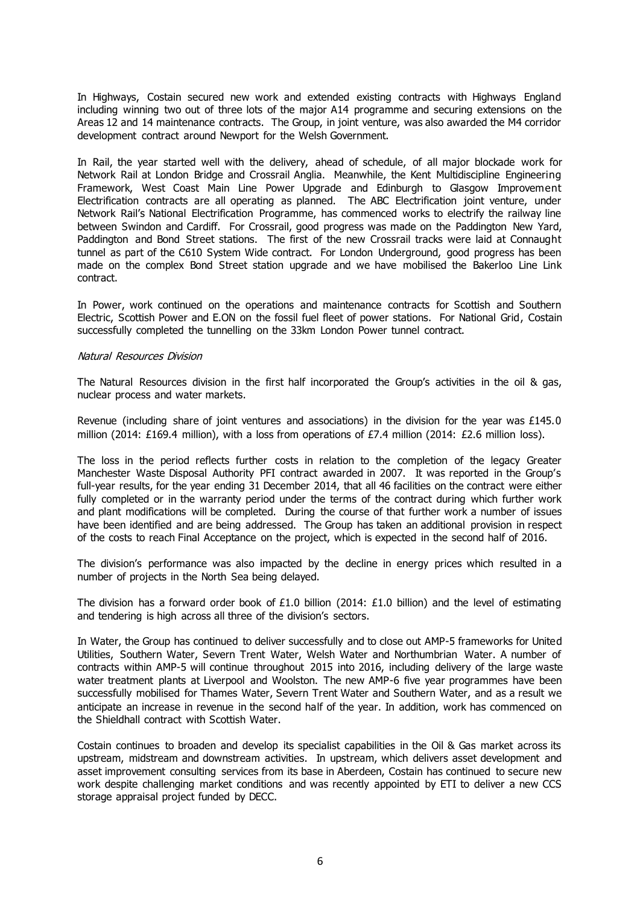In Highways, Costain secured new work and extended existing contracts with Highways England including winning two out of three lots of the major A14 programme and securing extensions on the Areas 12 and 14 maintenance contracts. The Group, in joint venture, was also awarded the M4 corridor development contract around Newport for the Welsh Government.

In Rail, the year started well with the delivery, ahead of schedule, of all major blockade work for Network Rail at London Bridge and Crossrail Anglia. Meanwhile, the Kent Multidiscipline Engineering Framework, West Coast Main Line Power Upgrade and Edinburgh to Glasgow Improvement Electrification contracts are all operating as planned. The ABC Electrification joint venture, under Network Rail's National Electrification Programme, has commenced works to electrify the railway line between Swindon and Cardiff. For Crossrail, good progress was made on the Paddington New Yard, Paddington and Bond Street stations. The first of the new Crossrail tracks were laid at Connaught tunnel as part of the C610 System Wide contract. For London Underground, good progress has been made on the complex Bond Street station upgrade and we have mobilised the Bakerloo Line Link contract.

In Power, work continued on the operations and maintenance contracts for Scottish and Southern Electric, Scottish Power and E.ON on the fossil fuel fleet of power stations. For National Grid, Costain successfully completed the tunnelling on the 33km London Power tunnel contract.

*Natural Resources Division*

The Natural Resources division in the first half incorporated the Group's activities in the oil & gas, nuclear process and water markets.

Revenue (including share of joint ventures and associations) in the division for the year was £145.0 million (2014: £169.4 million), with a loss from operations of £7.4 million (2014: £2.6 million loss).

The loss in the period reflects further costs in relation to the completion of the legacy Greater Manchester Waste Disposal Authority PFI contract awarded in 2007. It was reported in the Group's full-year results, for the year ending 31 December 2014, that all 46 facilities on the contract were either fully completed or in the warranty period under the terms of the contract during which further work and plant modifications will be completed. During the course of that further work a number of issues have been identified and are being addressed. The Group has taken an additional provision in respect of the costs to reach Final Acceptance on the project, which is expected in the second half of 2016.

The division's performance was also impacted by the decline in energy prices which resulted in a number of projects in the North Sea being delayed.

The division has a forward order book of £1.0 billion (2014: £1.0 billion) and the level of estimating and tendering is high across all three of the division's sectors.

In Water, the Group has continued to deliver successfully and to close out AMP-5 frameworks for United Utilities, Southern Water, Severn Trent Water, Welsh Water and Northumbrian Water. A number of contracts within AMP-5 will continue throughout 2015 into 2016, including delivery of the large waste water treatment plants at Liverpool and Woolston. The new AMP-6 five year programmes have been successfully mobilised for Thames Water, Severn Trent Water and Southern Water, and as a result we anticipate an increase in revenue in the second half of the year. In addition, work has commenced on the Shieldhall contract with Scottish Water.

Costain continues to broaden and develop its specialist capabilities in the Oil & Gas market across its upstream, midstream and downstream activities. In upstream, which delivers asset development and asset improvement consulting services from its base in Aberdeen, Costain has continued to secure new work despite challenging market conditions and was recently appointed by ETI to deliver a new CCS storage appraisal project funded by DECC.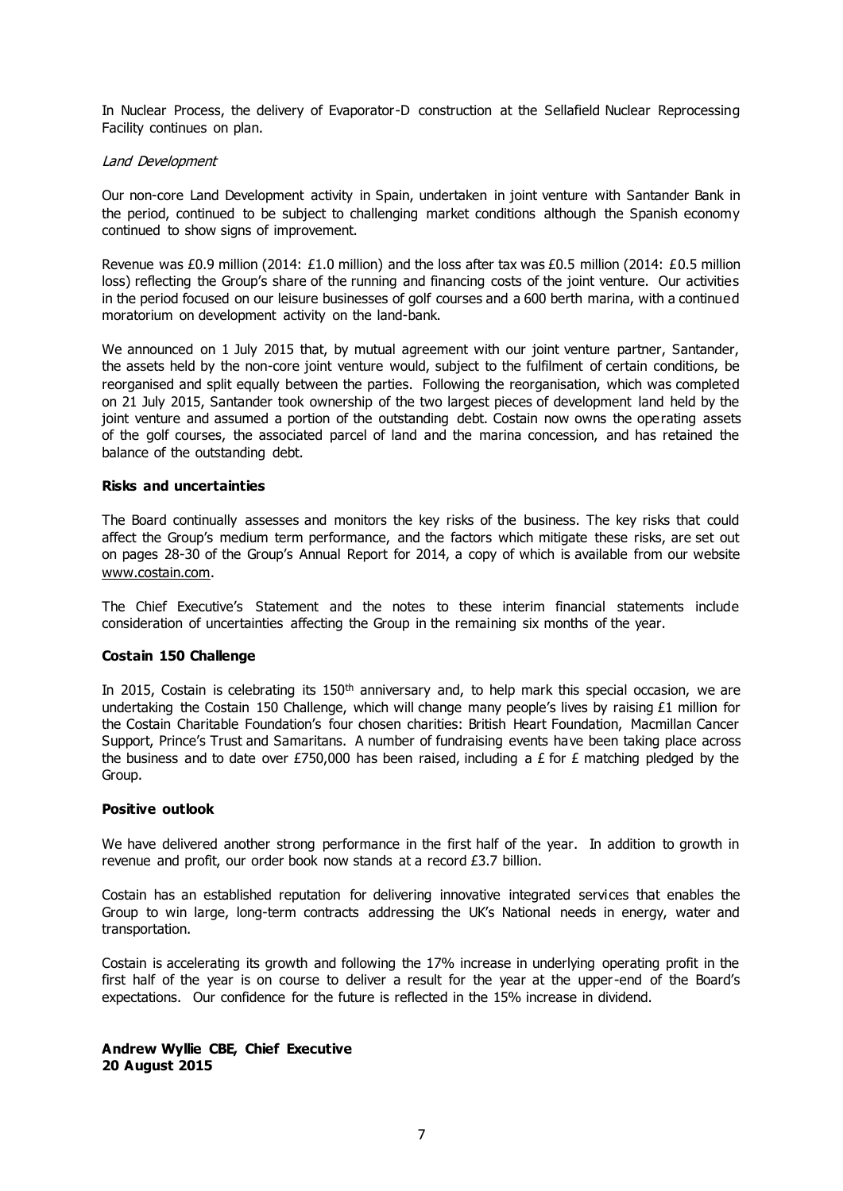In Nuclear Process, the delivery of Evaporator-D construction at the Sellafield Nuclear Reprocessing Facility continues on plan.

*Land Development*

Our non-core Land Development activity in Spain, undertaken in joint venture with Santander Bank in the period, continued to be subject to challenging market conditions although the Spanish economy continued to show signs of improvement.

Revenue was £0.9 million (2014: £1.0 million) and the loss after tax was £0.5 million (2014: £0.5 million loss) reflecting the Group's share of the running and financing costs of the joint venture. Our activities in the period focused on our leisure businesses of golf courses and a 600 berth marina, with a continued moratorium on development activity on the land-bank.

We announced on 1 July 2015 that, by mutual agreement with our joint venture partner, Santander, the assets held by the non-core joint venture would, subject to the fulfilment of certain conditions, be reorganised and split equally between the parties. Following the reorganisation, which was completed on 21 July 2015, Santander took ownership of the two largest pieces of development land held by the joint venture and assumed a portion of the outstanding debt. Costain now owns the operating assets of the golf courses, the associated parcel of land and the marina concession, and has retained the balance of the outstanding debt.

**Risks and uncertainties**

The Board continually assesses and monitors the key risks of the business. The key risks that could affect the Group's medium term performance, and the factors which mitigate these risks, are set out on pages 28-30 of the Group's Annual Report for 2014, a copy of which is available from our website www.costain.com.

The Chief Executive's Statement and the notes to these interim financial statements include consideration of uncertainties affecting the Group in the remaining six months of the year.

**Costain 150 Challenge**

In 2015, Costain is celebrating its 150th anniversary and, to help mark this special occasion, we are undertaking the Costain 150 Challenge, which will change many people's lives by raising £1 million for the Costain Charitable Foundation's four chosen charities: British Heart Foundation, Macmillan Cancer Support, Prince's Trust and Samaritans. A number of fundraising events have been taking place across the business and to date over £750,000 has been raised, including a £ for £ matching pledged by the Group.

**Positive outlook**

We have delivered another strong performance in the first half of the year. In addition to growth in revenue and profit, our order book now stands at a record £3.7 billion.

Costain has an established reputation for delivering innovative integrated services that enables the Group to win large, long-term contracts addressing the UK's National needs in energy, water and transportation.

Costain is accelerating its growth and following the 17% increase in underlying operating profit in the first half of the year is on course to deliver a result for the year at the upper-end of the Board's expectations. Our confidence for the future is reflected in the 15% increase in dividend.

**Andrew Wyllie CBE, Chief Executive**
**20 August 2015**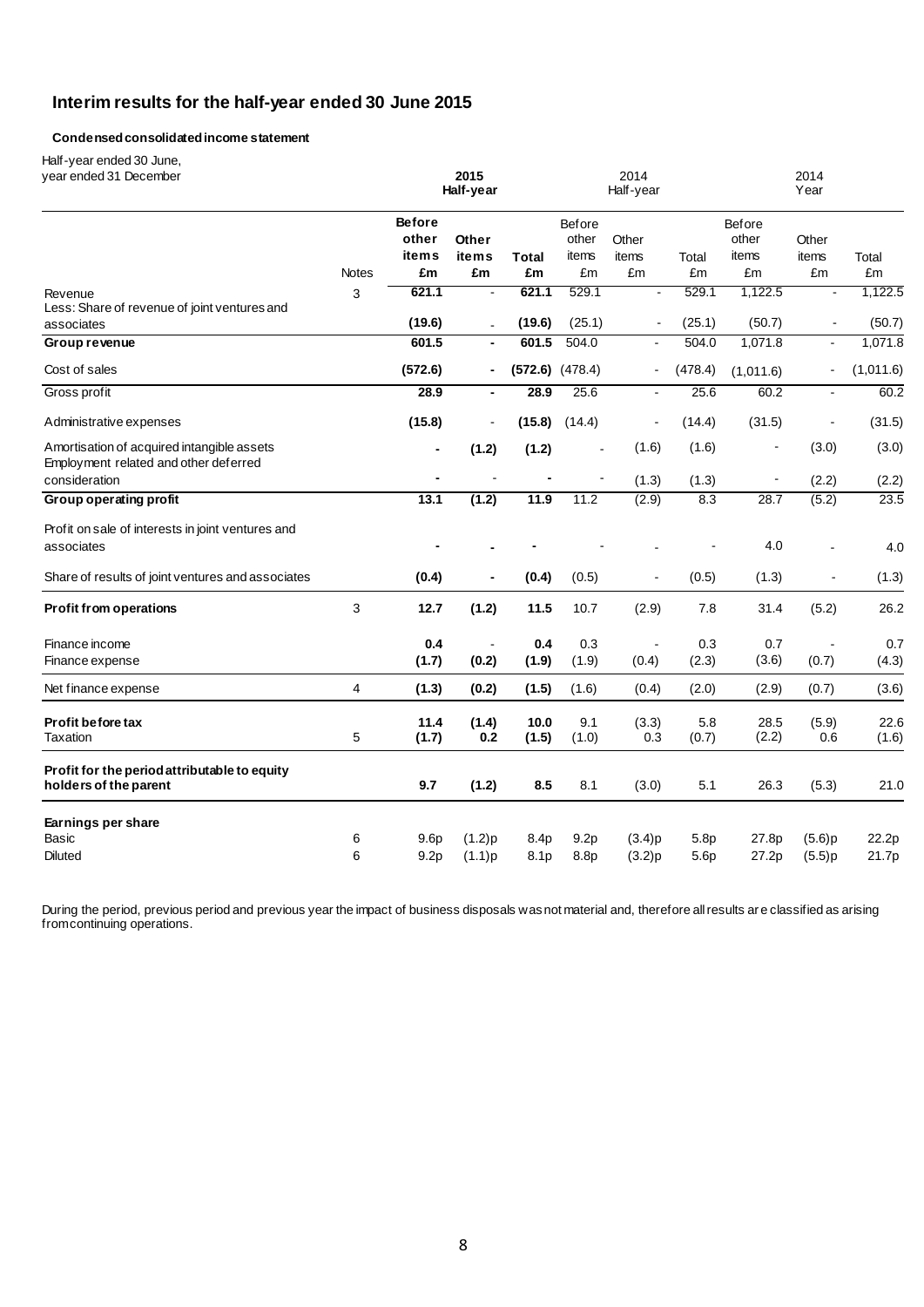# Interim results for the half-year ended 30 June 2015

**Condensed consolidated income statement**

| Half-year ended 30 June, year ended 31 December | | **2015 Half-year** | | | 2014 Half-year | | | 2014 Year | | |
|---|---|---|---|---|---|---|---|---|---|---|
| | Notes | **Before other items £m** | **Other items £m** | **Total £m** | Before other items £m | Other items £m | Total £m | Before other items £m | Other items £m | Total £m |
| Revenue | 3 | **621.1** | - | **621.1** | 529.1 | - | 529.1 | 1,122.5 | - | 1,122.5 |
| Less: Share of revenue of joint ventures and associates | | **(19.6)** | - | **(19.6)** | (25.1) | - | (25.1) | (50.7) | - | (50.7) |
| **Group revenue** | | **601.5** | **-** | **601.5** | 504.0 | - | 504.0 | 1,071.8 | - | 1,071.8 |
| Cost of sales | | **(572.6)** | **-** | **(572.6)** | (478.4) | - | (478.4) | (1,011.6) | - | (1,011.6) |
| Gross profit | | **28.9** | **-** | **28.9** | 25.6 | - | 25.6 | 60.2 | - | 60.2 |
| Administrative expenses | | **(15.8)** | - | **(15.8)** | (14.4) | - | (14.4) | (31.5) | - | (31.5) |
| Amortisation of acquired intangible assets | | **-** | **(1.2)** | **(1.2)** | - | (1.6) | (1.6) | - | (3.0) | (3.0) |
| Employment related and other deferred consideration | | **-** | - | **-** | - | (1.3) | (1.3) | - | (2.2) | (2.2) |
| **Group operating profit** | | **13.1** | **(1.2)** | **11.9** | 11.2 | (2.9) | 8.3 | 28.7 | (5.2) | 23.5 |
| Profit on sale of interests in joint ventures and associates | | **-** | **-** | **-** | - | - | - | 4.0 | - | 4.0 |
| Share of results of joint ventures and associates | | **(0.4)** | **-** | **(0.4)** | (0.5) | - | (0.5) | (1.3) | - | (1.3) |
| **Profit from operations** | 3 | **12.7** | **(1.2)** | **11.5** | 10.7 | (2.9) | 7.8 | 31.4 | (5.2) | 26.2 |
| Finance income | | **0.4** | - | **0.4** | 0.3 | - | 0.3 | 0.7 | - | 0.7 |
| Finance expense | | **(1.7)** | **(0.2)** | **(1.9)** | (1.9) | (0.4) | (2.3) | (3.6) | (0.7) | (4.3) |
| Net finance expense | 4 | **(1.3)** | **(0.2)** | **(1.5)** | (1.6) | (0.4) | (2.0) | (2.9) | (0.7) | (3.6) |
| **Profit before tax** | | **11.4** | **(1.4)** | **10.0** | 9.1 | (3.3) | 5.8 | 28.5 | (5.9) | 22.6 |
| Taxation | 5 | **(1.7)** | **0.2** | **(1.5)** | (1.0) | 0.3 | (0.7) | (2.2) | 0.6 | (1.6) |
| **Profit for the period attributable to equity holders of the parent** | | **9.7** | **(1.2)** | **8.5** | 8.1 | (3.0) | 5.1 | 26.3 | (5.3) | 21.0 |
| **Earnings per share** | | | | | | | | | | |
| Basic | 6 | 9.6p | (1.2)p | 8.4p | 9.2p | (3.4)p | 5.8p | 27.8p | (5.6)p | 22.2p |
| Diluted | 6 | 9.2p | (1.1)p | 8.1p | 8.8p | (3.2)p | 5.6p | 27.2p | (5.5)p | 21.7p |

During the period, previous period and previous year the impact of business disposals was not material and, therefore all results are classified as arising from continuing operations.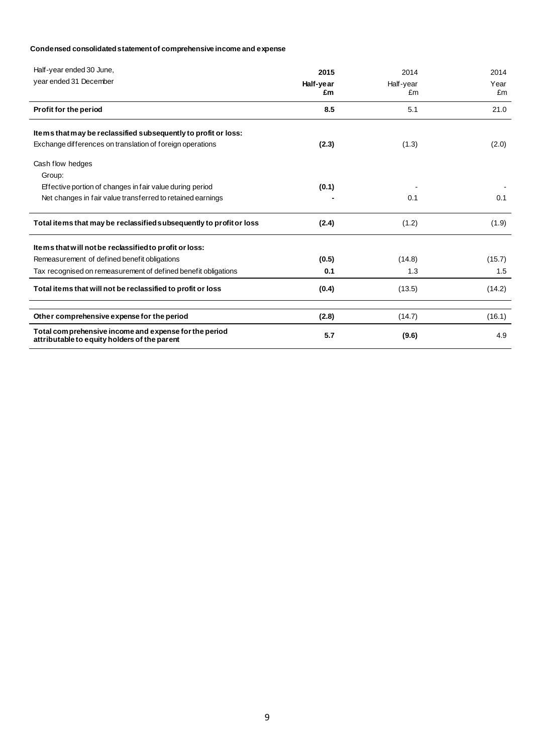**Condensed consolidated statement of comprehensive income and expense**

| Half-year ended 30 June, year ended 31 December | **2015 Half-year £m** | 2014 Half-year £m | 2014 Year £m |
|---|---|---|---|
| **Profit for the period** | **8.5** | 5.1 | 21.0 |
| **Items that may be reclassified subsequently to profit or loss:** | | | |
| Exchange differences on translation of foreign operations | **(2.3)** | (1.3) | (2.0) |
| Cash flow hedges | | | |
| Group: | | | |
| Effective portion of changes in fair value during period | **(0.1)** | - | - |
| Net changes in fair value transferred to retained earnings | **-** | 0.1 | 0.1 |
| **Total items that may be reclassified subsequently to profit or loss** | **(2.4)** | (1.2) | (1.9) |
| **Items that will not be reclassified to profit or loss:** | | | |
| Remeasurement of defined benefit obligations | **(0.5)** | (14.8) | (15.7) |
| Tax recognised on remeasurement of defined benefit obligations | **0.1** | 1.3 | 1.5 |
| **Total items that will not be reclassified to profit or loss** | **(0.4)** | (13.5) | (14.2) |
| **Other comprehensive expense for the period** | **(2.8)** | (14.7) | (16.1) |
| **Total comprehensive income and expense for the period attributable to equity holders of the parent** | **5.7** | **(9.6)** | 4.9 |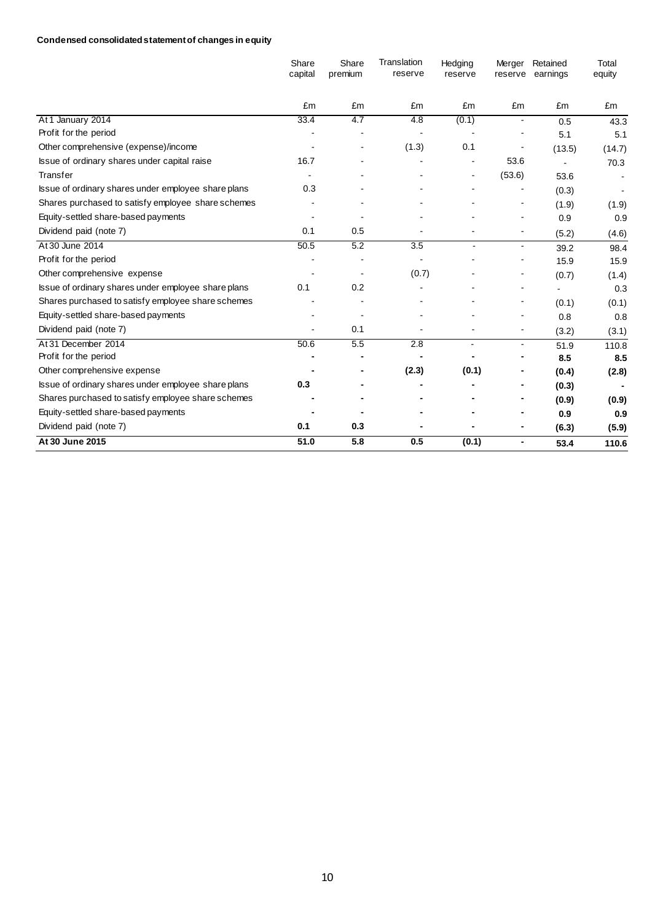**Condensed consolidated statement of changes in equity**

| | Share capital | Share premium | Translation reserve | Hedging reserve | Merger reserve | Retained earnings | Total equity |
|---|---|---|---|---|---|---|---|
| | £m | £m | £m | £m | £m | £m | £m |
| At 1 January 2014 | 33.4 | 4.7 | 4.8 | (0.1) | - | 0.5 | 43.3 |
| Profit for the period | - | - | - | - | - | 5.1 | 5.1 |
| Other comprehensive (expense)/income | - | - | (1.3) | 0.1 | - | (13.5) | (14.7) |
| Issue of ordinary shares under capital raise | 16.7 | - | - | - | 53.6 | - | 70.3 |
| Transfer | - | - | - | - | (53.6) | 53.6 | - |
| Issue of ordinary shares under employee share plans | 0.3 | - | - | - | - | (0.3) | - |
| Shares purchased to satisfy employee share schemes | - | - | - | - | - | (1.9) | (1.9) |
| Equity-settled share-based payments | - | - | - | - | - | 0.9 | 0.9 |
| Dividend paid (note 7) | 0.1 | 0.5 | - | - | - | (5.2) | (4.6) |
| At 30 June 2014 | 50.5 | 5.2 | 3.5 | - | - | 39.2 | 98.4 |
| Profit for the period | - | - | - | - | - | 15.9 | 15.9 |
| Other comprehensive expense | - | - | (0.7) | - | - | (0.7) | (1.4) |
| Issue of ordinary shares under employee share plans | 0.1 | 0.2 | - | - | - | - | 0.3 |
| Shares purchased to satisfy employee share schemes | - | - | - | - | - | (0.1) | (0.1) |
| Equity-settled share-based payments | - | - | - | - | - | 0.8 | 0.8 |
| Dividend paid (note 7) | - | 0.1 | - | - | - | (3.2) | (3.1) |
| At 31 December 2014 | 50.6 | 5.5 | 2.8 | - | - | 51.9 | 110.8 |
| Profit for the period | **-** | **-** | **-** | **-** | **-** | **8.5** | **8.5** |
| Other comprehensive expense | **-** | **-** | **(2.3)** | **(0.1)** | **-** | **(0.4)** | **(2.8)** |
| Issue of ordinary shares under employee share plans | **0.3** | **-** | **-** | **-** | **-** | **(0.3)** | **-** |
| Shares purchased to satisfy employee share schemes | **-** | **-** | **-** | **-** | **-** | **(0.9)** | **(0.9)** |
| Equity-settled share-based payments | **-** | **-** | **-** | **-** | **-** | **0.9** | **0.9** |
| Dividend paid (note 7) | **0.1** | **0.3** | **-** | **-** | **-** | **(6.3)** | **(5.9)** |
| **At 30 June 2015** | **51.0** | **5.8** | **0.5** | **(0.1)** | **-** | **53.4** | **110.6** |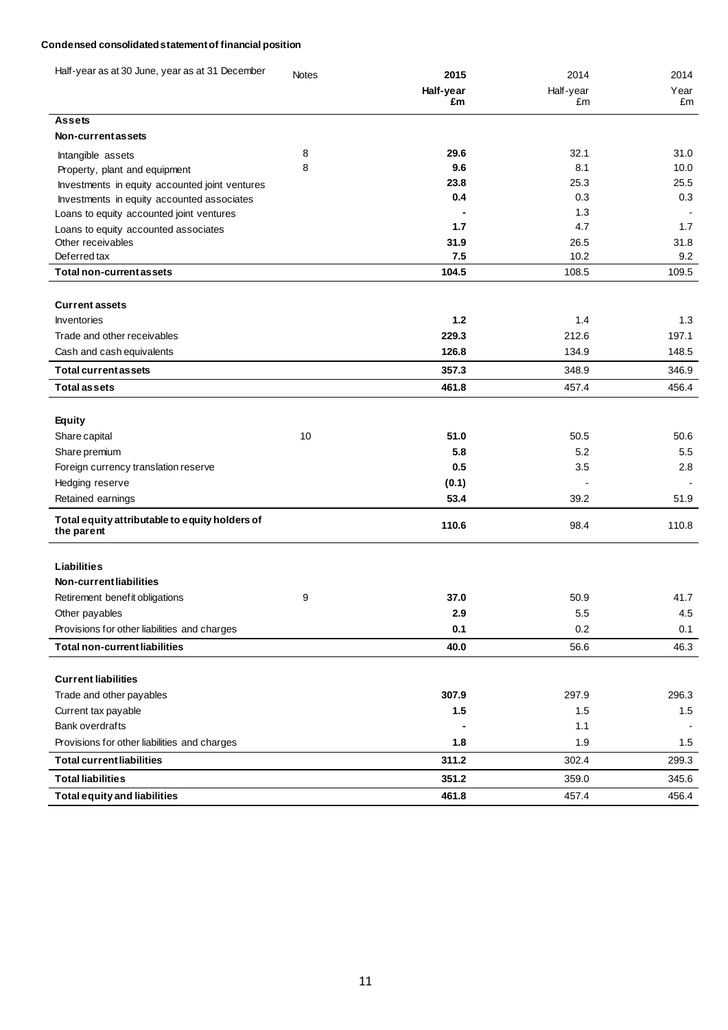**Condensed consolidated statement of financial position**

| Half-year as at 30 June, year as at 31 December | Notes | 2015 | 2014 | 2014 |
|---|---|---|---|---|
| | | **Half-year £m** | Half-year £m | Year £m |
| **Assets** | | | | |
| **Non-current assets** | | | | |
| Intangible assets | 8 | **29.6** | 32.1 | 31.0 |
| Property, plant and equipment | 8 | **9.6** | 8.1 | 10.0 |
| Investments in equity accounted joint ventures | | **23.8** | 25.3 | 25.5 |
| Investments in equity accounted associates | | **0.4** | 0.3 | 0.3 |
| Loans to equity accounted joint ventures | | **-** | 1.3 | - |
| Loans to equity accounted associates | | **1.7** | 4.7 | 1.7 |
| Other receivables | | **31.9** | 26.5 | 31.8 |
| Deferred tax | | **7.5** | 10.2 | 9.2 |
| **Total non-current assets** | | **104.5** | 108.5 | 109.5 |
| | | | | |
| **Current assets** | | | | |
| Inventories | | **1.2** | 1.4 | 1.3 |
| Trade and other receivables | | **229.3** | 212.6 | 197.1 |
| Cash and cash equivalents | | **126.8** | 134.9 | 148.5 |
| **Total current assets** | | **357.3** | 348.9 | 346.9 |
| **Total assets** | | **461.8** | 457.4 | 456.4 |
| | | | | |
| **Equity** | | | | |
| Share capital | 10 | **51.0** | 50.5 | 50.6 |
| Share premium | | **5.8** | 5.2 | 5.5 |
| Foreign currency translation reserve | | **0.5** | 3.5 | 2.8 |
| Hedging reserve | | **(0.1)** | - | - |
| Retained earnings | | **53.4** | 39.2 | 51.9 |
| **Total equity attributable to equity holders of the parent** | | **110.6** | 98.4 | 110.8 |
| | | | | |
| **Liabilities** | | | | |
| **Non-current liabilities** | | | | |
| Retirement benefit obligations | 9 | **37.0** | 50.9 | 41.7 |
| Other payables | | **2.9** | 5.5 | 4.5 |
| Provisions for other liabilities and charges | | **0.1** | 0.2 | 0.1 |
| **Total non-current liabilities** | | **40.0** | 56.6 | 46.3 |
| | | | | |
| **Current liabilities** | | | | |
| Trade and other payables | | **307.9** | 297.9 | 296.3 |
| Current tax payable | | **1.5** | 1.5 | 1.5 |
| Bank overdrafts | | **-** | 1.1 | - |
| Provisions for other liabilities and charges | | **1.8** | 1.9 | 1.5 |
| **Total current liabilities** | | **311.2** | 302.4 | 299.3 |
| **Total liabilities** | | **351.2** | 359.0 | 345.6 |
| **Total equity and liabilities** | | **461.8** | 457.4 | 456.4 |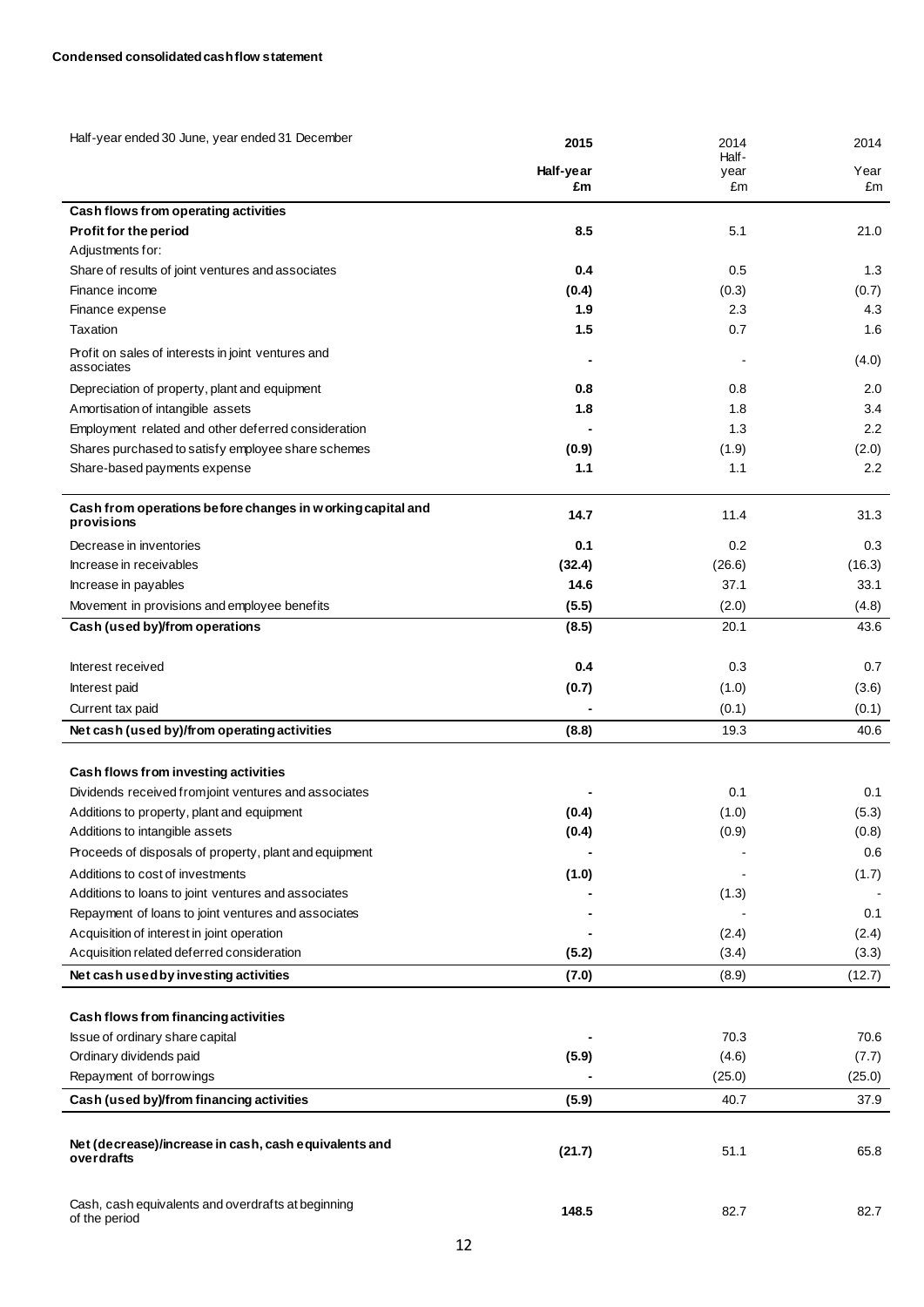**Condensed consolidated cash flow statement**

| Half-year ended 30 June, year ended 31 December | 2015 | 2014 | 2014 |
|---|---|---|---|
| | **Half-year** | Half-year | Year |
| | **£m** | £m | £m |
| **Cash flows from operating activities** | | | |
| **Profit for the period** | **8.5** | 5.1 | 21.0 |
| Adjustments for: | | | |
| Share of results of joint ventures and associates | **0.4** | 0.5 | 1.3 |
| Finance income | **(0.4)** | (0.3) | (0.7) |
| Finance expense | **1.9** | 2.3 | 4.3 |
| Taxation | **1.5** | 0.7 | 1.6 |
| Profit on sales of interests in joint ventures and associates | **-** | - | (4.0) |
| Depreciation of property, plant and equipment | **0.8** | 0.8 | 2.0 |
| Amortisation of intangible assets | **1.8** | 1.8 | 3.4 |
| Employment related and other deferred consideration | **-** | 1.3 | 2.2 |
| Shares purchased to satisfy employee share schemes | **(0.9)** | (1.9) | (2.0) |
| Share-based payments expense | **1.1** | 1.1 | 2.2 |
| **Cash from operations before changes in working capital and provisions** | **14.7** | 11.4 | 31.3 |
| Decrease in inventories | **0.1** | 0.2 | 0.3 |
| Increase in receivables | **(32.4)** | (26.6) | (16.3) |
| Increase in payables | **14.6** | 37.1 | 33.1 |
| Movement in provisions and employee benefits | **(5.5)** | (2.0) | (4.8) |
| **Cash (used by)/from operations** | **(8.5)** | 20.1 | 43.6 |
| Interest received | **0.4** | 0.3 | 0.7 |
| Interest paid | **(0.7)** | (1.0) | (3.6) |
| Current tax paid | **-** | (0.1) | (0.1) |
| **Net cash (used by)/from operating activities** | **(8.8)** | 19.3 | 40.6 |
| **Cash flows from investing activities** | | | |
| Dividends received from joint ventures and associates | **-** | 0.1 | 0.1 |
| Additions to property, plant and equipment | **(0.4)** | (1.0) | (5.3) |
| Additions to intangible assets | **(0.4)** | (0.9) | (0.8) |
| Proceeds of disposals of property, plant and equipment | **-** | - | 0.6 |
| Additions to cost of investments | **(1.0)** | - | (1.7) |
| Additions to loans to joint ventures and associates | **-** | (1.3) | - |
| Repayment of loans to joint ventures and associates | **-** | - | 0.1 |
| Acquisition of interest in joint operation | **-** | (2.4) | (2.4) |
| Acquisition related deferred consideration | **(5.2)** | (3.4) | (3.3) |
| **Net cash used by investing activities** | **(7.0)** | (8.9) | (12.7) |
| **Cash flows from financing activities** | | | |
| Issue of ordinary share capital | **-** | 70.3 | 70.6 |
| Ordinary dividends paid | **(5.9)** | (4.6) | (7.7) |
| Repayment of borrowings | **-** | (25.0) | (25.0) |
| **Cash (used by)/from financing activities** | **(5.9)** | 40.7 | 37.9 |
| **Net (decrease)/increase in cash, cash equivalents and overdrafts** | **(21.7)** | 51.1 | 65.8 |
| Cash, cash equivalents and overdrafts at beginning of the period | **148.5** | 82.7 | 82.7 |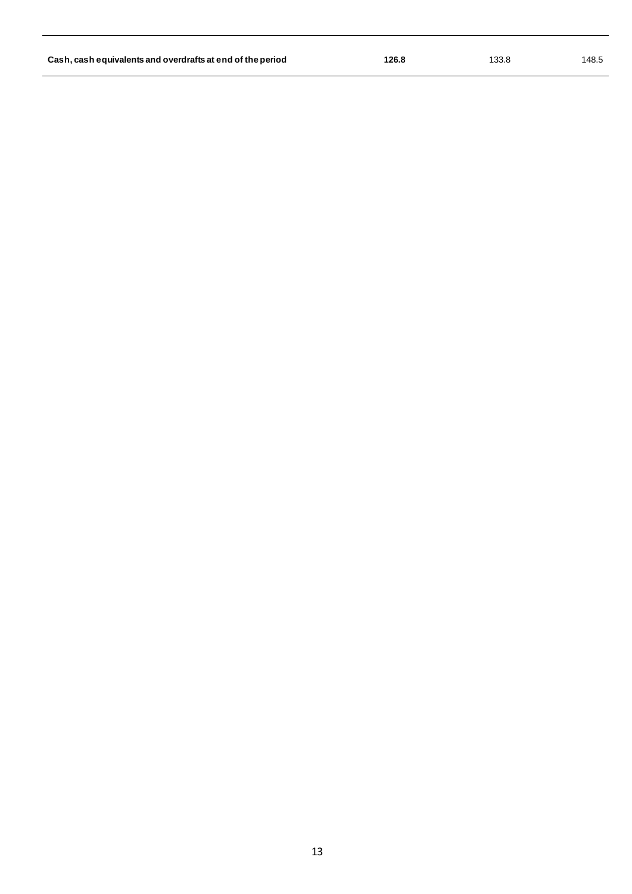| | | | |
|---|---|---|---|
| **Cash, cash equivalents and overdrafts at end of the period** | **126.8** | 133.8 | 148.5 |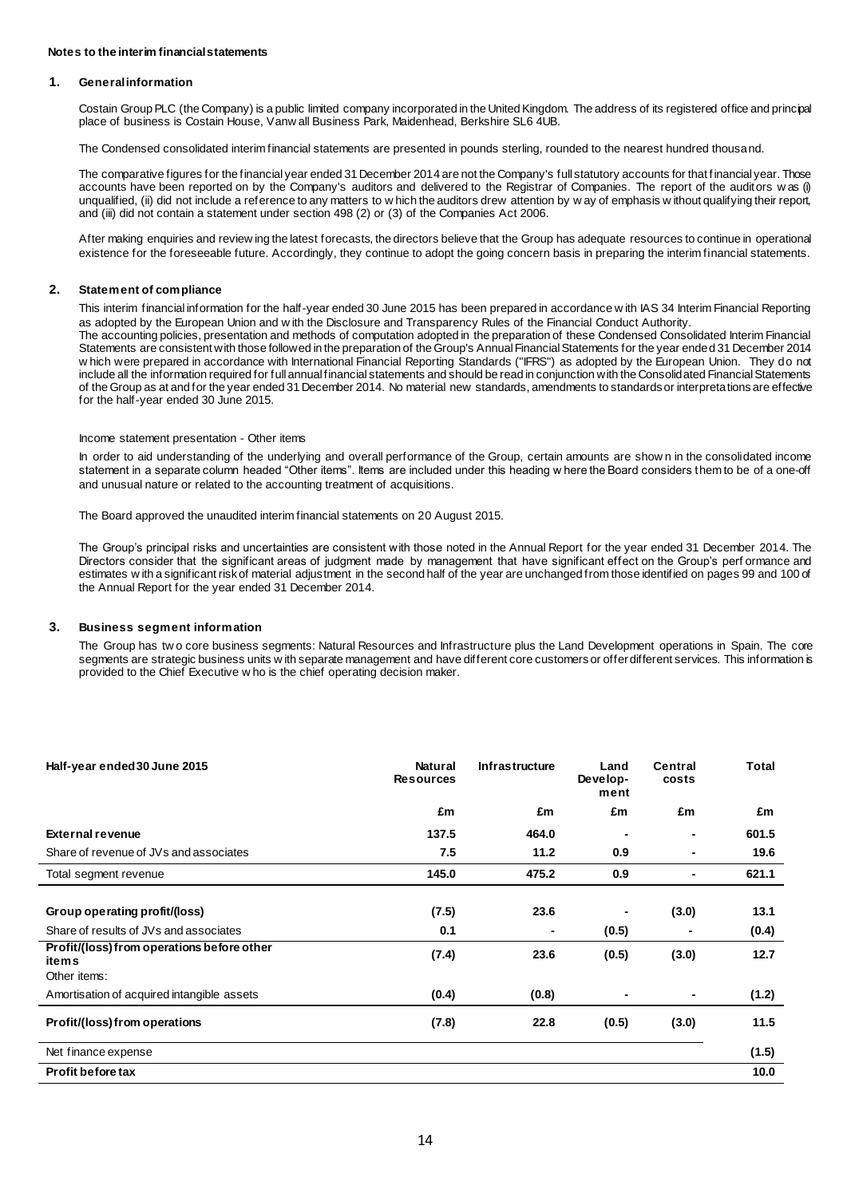**Notes to the interim financial statements**

## 1. General information

Costain Group PLC (the Company) is a public limited company incorporated in the United Kingdom. The address of its registered office and principal place of business is Costain House, Vanwall Business Park, Maidenhead, Berkshire SL6 4UB.

The Condensed consolidated interim financial statements are presented in pounds sterling, rounded to the nearest hundred thousand.

The comparative figures for the financial year ended 31 December 2014 are not the Company's full statutory accounts for that financial year. Those accounts have been reported on by the Company's auditors and delivered to the Registrar of Companies. The report of the auditors was (i) unqualified, (ii) did not include a reference to any matters to which the auditors drew attention by way of emphasis without qualifying their report, and (iii) did not contain a statement under section 498 (2) or (3) of the Companies Act 2006.

After making enquiries and reviewing the latest forecasts, the directors believe that the Group has adequate resources to continue in operational existence for the foreseeable future. Accordingly, they continue to adopt the going concern basis in preparing the interim financial statements.

## 2. Statement of compliance

This interim financial information for the half-year ended 30 June 2015 has been prepared in accordance with IAS 34 Interim Financial Reporting as adopted by the European Union and with the Disclosure and Transparency Rules of the Financial Conduct Authority.
The accounting policies, presentation and methods of computation adopted in the preparation of these Condensed Consolidated Interim Financial Statements are consistent with those followed in the preparation of the Group's Annual Financial Statements for the year ended 31 December 2014 which were prepared in accordance with International Financial Reporting Standards ("IFRS") as adopted by the European Union. They do not include all the information required for full annual financial statements and should be read in conjunction with the Consolidated Financial Statements of the Group as at and for the year ended 31 December 2014. No material new standards, amendments to standards or interpretations are effective for the half-year ended 30 June 2015.

Income statement presentation - Other items

In order to aid understanding of the underlying and overall performance of the Group, certain amounts are shown in the consolidated income statement in a separate column headed "Other items". Items are included under this heading where the Board considers them to be of a one-off and unusual nature or related to the accounting treatment of acquisitions.

The Board approved the unaudited interim financial statements on 20 August 2015.

The Group's principal risks and uncertainties are consistent with those noted in the Annual Report for the year ended 31 December 2014. The Directors consider that the significant areas of judgment made by management that have significant effect on the Group's performance and estimates with a significant risk of material adjustment in the second half of the year are unchanged from those identified on pages 99 and 100 of the Annual Report for the year ended 31 December 2014.

## 3. Business segment information

The Group has two core business segments: Natural Resources and Infrastructure plus the Land Development operations in Spain. The core segments are strategic business units with separate management and have different core customers or offer different services. This information is provided to the Chief Executive who is the chief operating decision maker.

| **Half-year ended 30 June 2015** | **Natural Resources** | **Infrastructure** | **Land Develop-ment** | **Central costs** | **Total** |
|---|---|---|---|---|---|
| | **£m** | **£m** | **£m** | **£m** | **£m** |
| **External revenue** | **137.5** | **464.0** | **-** | **-** | **601.5** |
| Share of revenue of JVs and associates | **7.5** | **11.2** | **0.9** | **-** | **19.6** |
| Total segment revenue | **145.0** | **475.2** | **0.9** | **-** | **621.1** |
| | | | | | |
| **Group operating profit/(loss)** | **(7.5)** | **23.6** | **-** | **(3.0)** | **13.1** |
| Share of results of JVs and associates | **0.1** | **-** | **(0.5)** | **-** | **(0.4)** |
| **Profit/(loss) from operations before other items** | **(7.4)** | **23.6** | **(0.5)** | **(3.0)** | **12.7** |
| Other items: | | | | | |
| Amortisation of acquired intangible assets | **(0.4)** | **(0.8)** | **-** | **-** | **(1.2)** |
| **Profit/(loss) from operations** | **(7.8)** | **22.8** | **(0.5)** | **(3.0)** | **11.5** |
| Net finance expense | | | | | **(1.5)** |
| **Profit before tax** | | | | | **10.0** |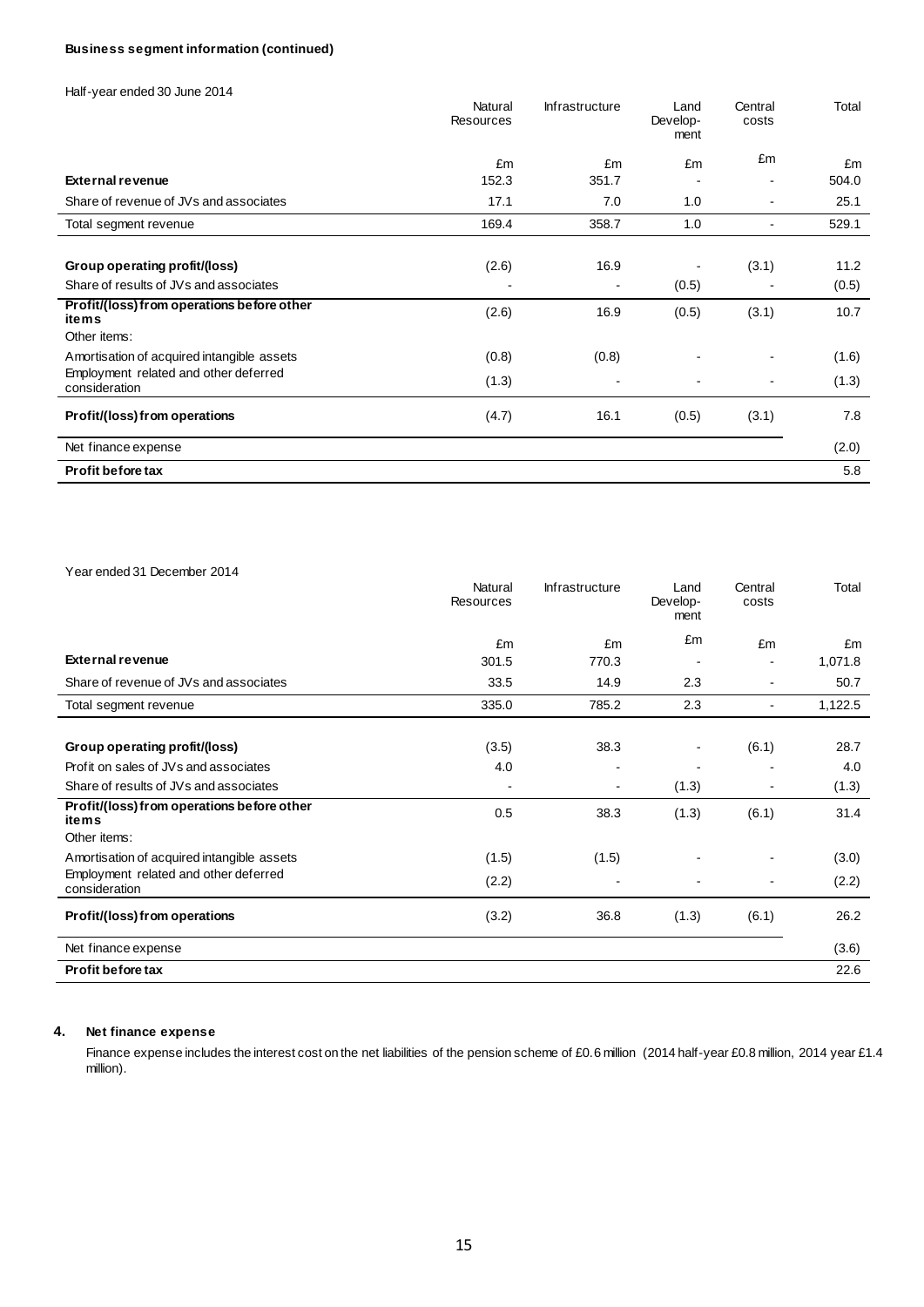**Business segment information (continued)**

Half-year ended 30 June 2014

| | Natural Resources | Infrastructure | Land Develop-ment | Central costs | Total |
|---|---|---|---|---|---|
| | £m | £m | £m | £m | £m |
| **External revenue** | 152.3 | 351.7 | - | - | 504.0 |
| Share of revenue of JVs and associates | 17.1 | 7.0 | 1.0 | - | 25.1 |
| Total segment revenue | 169.4 | 358.7 | 1.0 | - | 529.1 |
| | | | | | |
| **Group operating profit/(loss)** | (2.6) | 16.9 | - | (3.1) | 11.2 |
| Share of results of JVs and associates | - | - | (0.5) | - | (0.5) |
| **Profit/(loss) from operations before other items** | (2.6) | 16.9 | (0.5) | (3.1) | 10.7 |
| Other items: | | | | | |
| Amortisation of acquired intangible assets | (0.8) | (0.8) | - | - | (1.6) |
| Employment related and other deferred consideration | (1.3) | - | - | - | (1.3) |
| **Profit/(loss) from operations** | (4.7) | 16.1 | (0.5) | (3.1) | 7.8 |
| Net finance expense | | | | | (2.0) |
| **Profit before tax** | | | | | 5.8 |

Year ended 31 December 2014

| | Natural Resources | Infrastructure | Land Develop-ment | Central costs | Total |
|---|---|---|---|---|---|
| | £m | £m | £m | £m | £m |
| **External revenue** | 301.5 | 770.3 | - | - | 1,071.8 |
| Share of revenue of JVs and associates | 33.5 | 14.9 | 2.3 | - | 50.7 |
| Total segment revenue | 335.0 | 785.2 | 2.3 | - | 1,122.5 |
| | | | | | |
| **Group operating profit/(loss)** | (3.5) | 38.3 | - | (6.1) | 28.7 |
| Profit on sales of JVs and associates | 4.0 | - | - | - | 4.0 |
| Share of results of JVs and associates | - | - | (1.3) | - | (1.3) |
| **Profit/(loss) from operations before other items** | 0.5 | 38.3 | (1.3) | (6.1) | 31.4 |
| Other items: | | | | | |
| Amortisation of acquired intangible assets | (1.5) | (1.5) | - | - | (3.0) |
| Employment related and other deferred consideration | (2.2) | - | - | - | (2.2) |
| **Profit/(loss) from operations** | (3.2) | 36.8 | (1.3) | (6.1) | 26.2 |
| Net finance expense | | | | | (3.6) |
| **Profit before tax** | | | | | 22.6 |

## 4. Net finance expense

Finance expense includes the interest cost on the net liabilities of the pension scheme of £0.6 million (2014 half-year £0.8 million, 2014 year £1.4 million).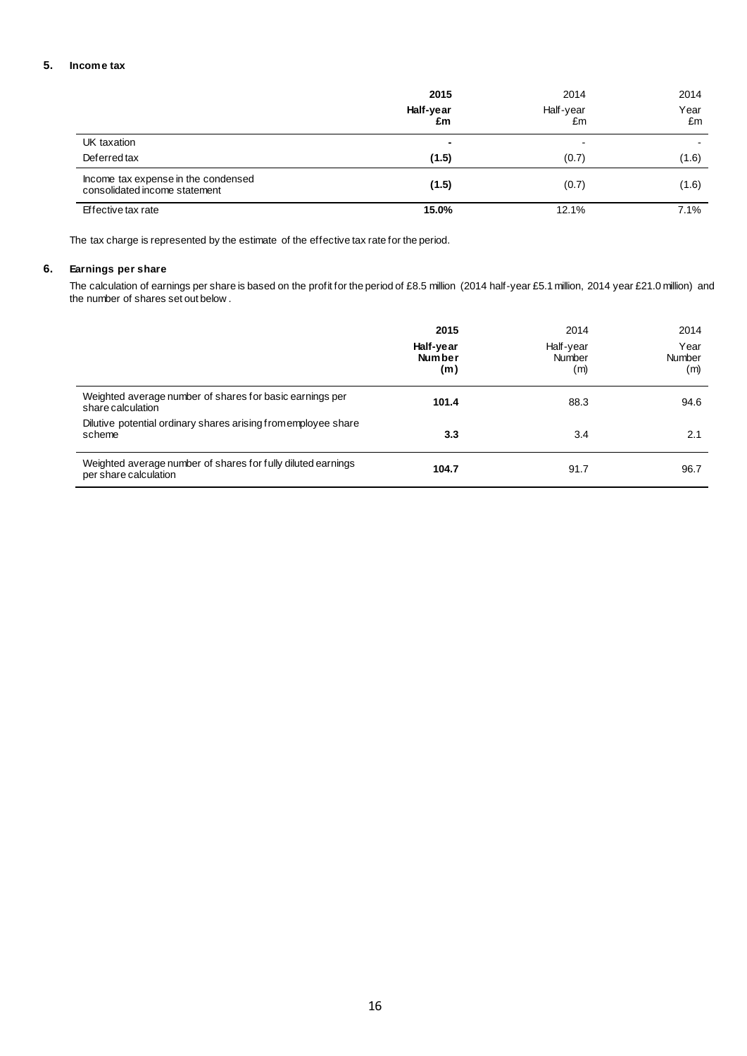## 5. Income tax

| | 2015 Half-year £m | 2014 Half-year £m | 2014 Year £m |
|---|---|---|---|
| UK taxation | **-** | - | - |
| Deferred tax | **(1.5)** | (0.7) | (1.6) |
| Income tax expense in the condensed consolidated income statement | **(1.5)** | (0.7) | (1.6) |
| Effective tax rate | **15.0%** | 12.1% | 7.1% |

The tax charge is represented by the estimate of the effective tax rate for the period.

## 6. Earnings per share

The calculation of earnings per share is based on the profit for the period of £8.5 million (2014 half-year £5.1 million, 2014 year £21.0 million) and the number of shares set out below.

| | 2015 Half-year Number (m) | 2014 Half-year Number (m) | 2014 Year Number (m) |
|---|---|---|---|
| Weighted average number of shares for basic earnings per share calculation | **101.4** | 88.3 | 94.6 |
| Dilutive potential ordinary shares arising from employee share scheme | **3.3** | 3.4 | 2.1 |
| Weighted average number of shares for fully diluted earnings per share calculation | **104.7** | 91.7 | 96.7 |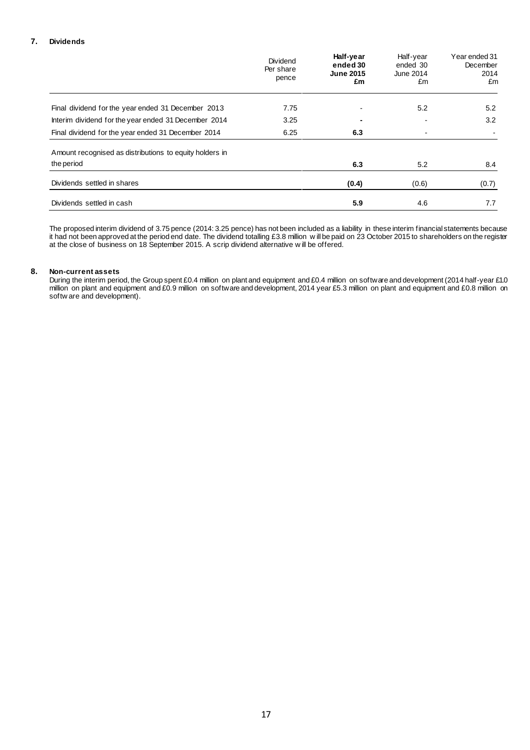## 7. Dividends

| | Dividend Per share pence | **Half-year ended 30 June 2015 £m** | Half-year ended 30 June 2014 £m | Year ended 31 December 2014 £m |
|---|---|---|---|---|
| Final dividend for the year ended 31 December 2013 | 7.75 | - | 5.2 | 5.2 |
| Interim dividend for the year ended 31 December 2014 | 3.25 | - | - | 3.2 |
| Final dividend for the year ended 31 December 2014 | 6.25 | **6.3** | - | - |
| Amount recognised as distributions to equity holders in the period | | **6.3** | 5.2 | 8.4 |
| Dividends settled in shares | | **(0.4)** | (0.6) | (0.7) |
| Dividends settled in cash | | **5.9** | 4.6 | 7.7 |

The proposed interim dividend of 3.75 pence (2014: 3.25 pence) has not been included as a liability in these interim financial statements because it had not been approved at the period end date. The dividend totalling £3.8 million will be paid on 23 October 2015 to shareholders on the register at the close of business on 18 September 2015. A scrip dividend alternative will be offered.

## 8. Non-current assets

During the interim period, the Group spent £0.4 million on plant and equipment and £0.4 million on software and development (2014 half-year £1.0 million on plant and equipment and £0.9 million on software and development, 2014 year £5.3 million on plant and equipment and £0.8 million on software and development).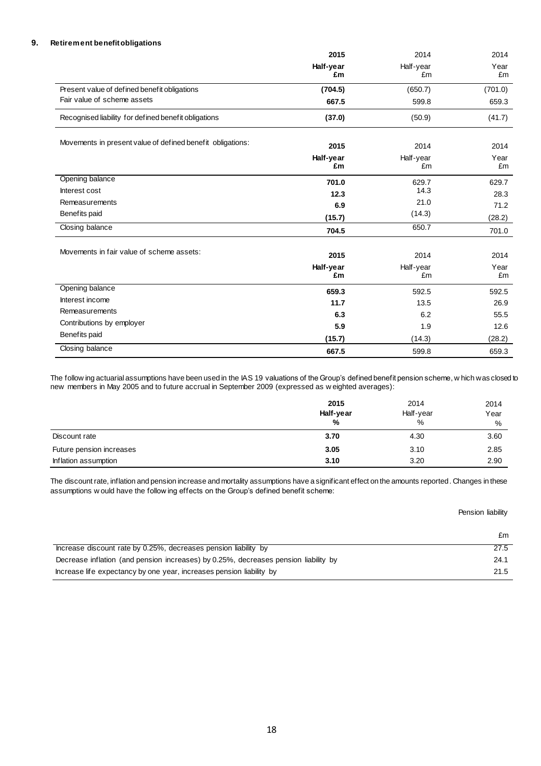## 9. Retirement benefit obligations

| | 2015 Half-year £m | 2014 Half-year £m | 2014 Year £m |
|---|---|---|---|
| Present value of defined benefit obligations | (704.5) | (650.7) | (701.0) |
| Fair value of scheme assets | 667.5 | 599.8 | 659.3 |
| Recognised liability for defined benefit obligations | (37.0) | (50.9) | (41.7) |

Movements in present value of defined benefit obligations:

| | 2015 Half-year £m | 2014 Half-year £m | 2014 Year £m |
|---|---|---|---|
| Opening balance | 701.0 | 629.7 | 629.7 |
| Interest cost | 12.3 | 14.3 | 28.3 |
| Remeasurements | 6.9 | 21.0 | 71.2 |
| Benefits paid | (15.7) | (14.3) | (28.2) |
| Closing balance | 704.5 | 650.7 | 701.0 |

Movements in fair value of scheme assets:

| | 2015 Half-year £m | 2014 Half-year £m | 2014 Year £m |
|---|---|---|---|
| Opening balance | 659.3 | 592.5 | 592.5 |
| Interest income | 11.7 | 13.5 | 26.9 |
| Remeasurements | 6.3 | 6.2 | 55.5 |
| Contributions by employer | 5.9 | 1.9 | 12.6 |
| Benefits paid | (15.7) | (14.3) | (28.2) |
| Closing balance | 667.5 | 599.8 | 659.3 |

The following actuarial assumptions have been used in the IAS 19 valuations of the Group's defined benefit pension scheme, which was closed to new members in May 2005 and to future accrual in September 2009 (expressed as weighted averages):

| | 2015 Half-year % | 2014 Half-year % | 2014 Year % |
|---|---|---|---|
| Discount rate | 3.70 | 4.30 | 3.60 |
| Future pension increases | 3.05 | 3.10 | 2.85 |
| Inflation assumption | 3.10 | 3.20 | 2.90 |

The discount rate, inflation and pension increase and mortality assumptions have a significant effect on the amounts reported. Changes in these assumptions would have the following effects on the Group's defined benefit scheme:

| | Pension liability £m |
|---|---|
| Increase discount rate by 0.25%, decreases pension liability by | 27.5 |
| Decrease inflation (and pension increases) by 0.25%, decreases pension liability by | 24.1 |
| Increase life expectancy by one year, increases pension liability by | 21.5 |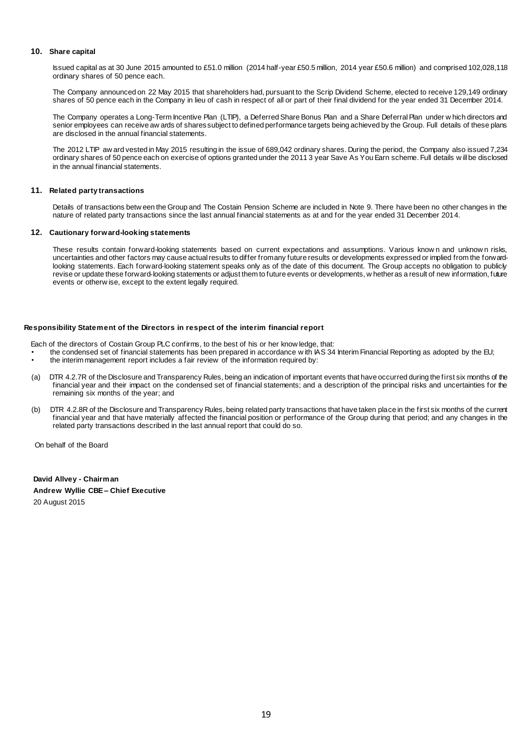## 10. Share capital

Issued capital as at 30 June 2015 amounted to £51.0 million (2014 half-year £50.5 million, 2014 year £50.6 million) and comprised 102,028,118 ordinary shares of 50 pence each.

The Company announced on 22 May 2015 that shareholders had, pursuant to the Scrip Dividend Scheme, elected to receive 129,149 ordinary shares of 50 pence each in the Company in lieu of cash in respect of all or part of their final dividend for the year ended 31 December 2014.

The Company operates a Long-Term Incentive Plan (LTIP), a Deferred Share Bonus Plan and a Share Deferral Plan under which directors and senior employees can receive awards of shares subject to defined performance targets being achieved by the Group. Full details of these plans are disclosed in the annual financial statements.

The 2012 LTIP award vested in May 2015 resulting in the issue of 689,042 ordinary shares. During the period, the Company also issued 7,234 ordinary shares of 50 pence each on exercise of options granted under the 2011 3 year Save As You Earn scheme. Full details will be disclosed in the annual financial statements.

## 11. Related party transactions

Details of transactions between the Group and The Costain Pension Scheme are included in Note 9. There have been no other changes in the nature of related party transactions since the last annual financial statements as at and for the year ended 31 December 2014.

## 12. Cautionary forward-looking statements

These results contain forward-looking statements based on current expectations and assumptions. Various known and unknown risks, uncertainties and other factors may cause actual results to differ from any future results or developments expressed or implied from the forward-looking statements. Each forward-looking statement speaks only as of the date of this document. The Group accepts no obligation to publicly revise or update these forward-looking statements or adjust them to future events or developments, whether as a result of new information, future events or otherwise, except to the extent legally required.

## Responsibility Statement of the Directors in respect of the interim financial report

Each of the directors of Costain Group PLC confirms, to the best of his or her knowledge, that:

- the condensed set of financial statements has been prepared in accordance with IAS 34 Interim Financial Reporting as adopted by the EU;
- the interim management report includes a fair review of the information required by:

(a) DTR 4.2.7R of the Disclosure and Transparency Rules, being an indication of important events that have occurred during the first six months of the financial year and their impact on the condensed set of financial statements; and a description of the principal risks and uncertainties for the remaining six months of the year; and

(b) DTR 4.2.8R of the Disclosure and Transparency Rules, being related party transactions that have taken place in the first six months of the current financial year and that have materially affected the financial position or performance of the Group during that period; and any changes in the related party transactions described in the last annual report that could do so.

On behalf of the Board

**David Allvey - Chairman**
**Andrew Wyllie CBE – Chief Executive**
20 August 2015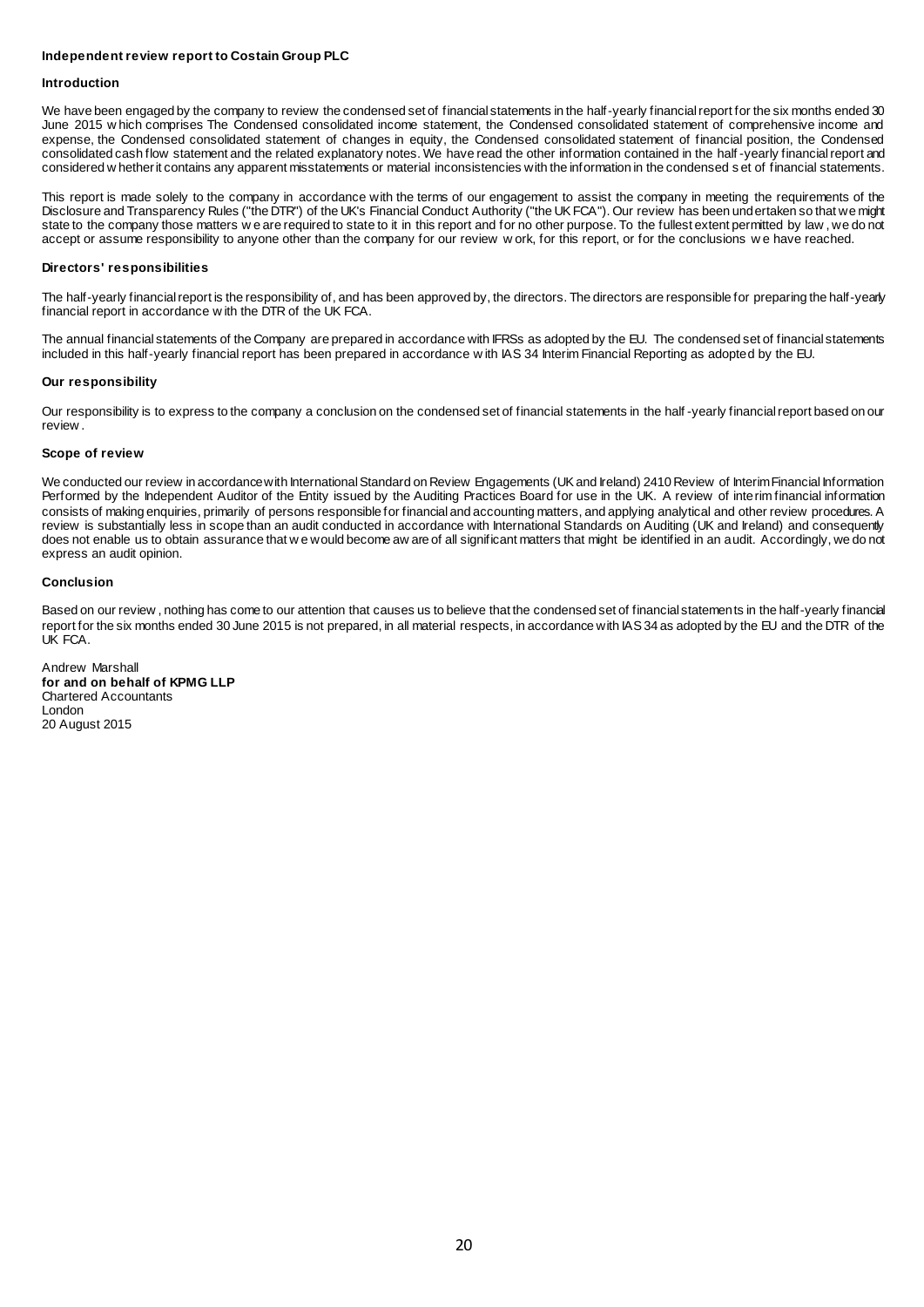**Independent review report to Costain Group PLC**

**Introduction**

We have been engaged by the company to review the condensed set of financial statements in the half-yearly financial report for the six months ended 30 June 2015 which comprises The Condensed consolidated income statement, the Condensed consolidated statement of comprehensive income and expense, the Condensed consolidated statement of changes in equity, the Condensed consolidated statement of financial position, the Condensed consolidated cash flow statement and the related explanatory notes. We have read the other information contained in the half-yearly financial report and considered whether it contains any apparent misstatements or material inconsistencies with the information in the condensed set of financial statements.

This report is made solely to the company in accordance with the terms of our engagement to assist the company in meeting the requirements of the Disclosure and Transparency Rules ("the DTR") of the UK's Financial Conduct Authority ("the UK FCA"). Our review has been undertaken so that we might state to the company those matters we are required to state to it in this report and for no other purpose. To the fullest extent permitted by law, we do not accept or assume responsibility to anyone other than the company for our review work, for this report, or for the conclusions we have reached.

**Directors' responsibilities**

The half-yearly financial report is the responsibility of, and has been approved by, the directors. The directors are responsible for preparing the half-yearly financial report in accordance with the DTR of the UK FCA.

The annual financial statements of the Company are prepared in accordance with IFRSs as adopted by the EU. The condensed set of financial statements included in this half-yearly financial report has been prepared in accordance with IAS 34 Interim Financial Reporting as adopted by the EU.

**Our responsibility**

Our responsibility is to express to the company a conclusion on the condensed set of financial statements in the half-yearly financial report based on our review.

**Scope of review**

We conducted our review in accordance with International Standard on Review Engagements (UK and Ireland) 2410 Review of Interim Financial Information Performed by the Independent Auditor of the Entity issued by the Auditing Practices Board for use in the UK. A review of interim financial information consists of making enquiries, primarily of persons responsible for financial and accounting matters, and applying analytical and other review procedures. A review is substantially less in scope than an audit conducted in accordance with International Standards on Auditing (UK and Ireland) and consequently does not enable us to obtain assurance that we would become aware of all significant matters that might be identified in an audit. Accordingly, we do not express an audit opinion.

**Conclusion**

Based on our review, nothing has come to our attention that causes us to believe that the condensed set of financial statements in the half-yearly financial report for the six months ended 30 June 2015 is not prepared, in all material respects, in accordance with IAS 34 as adopted by the EU and the DTR of the UK FCA.

Andrew Marshall
**for and on behalf of KPMG LLP**
Chartered Accountants
London
20 August 2015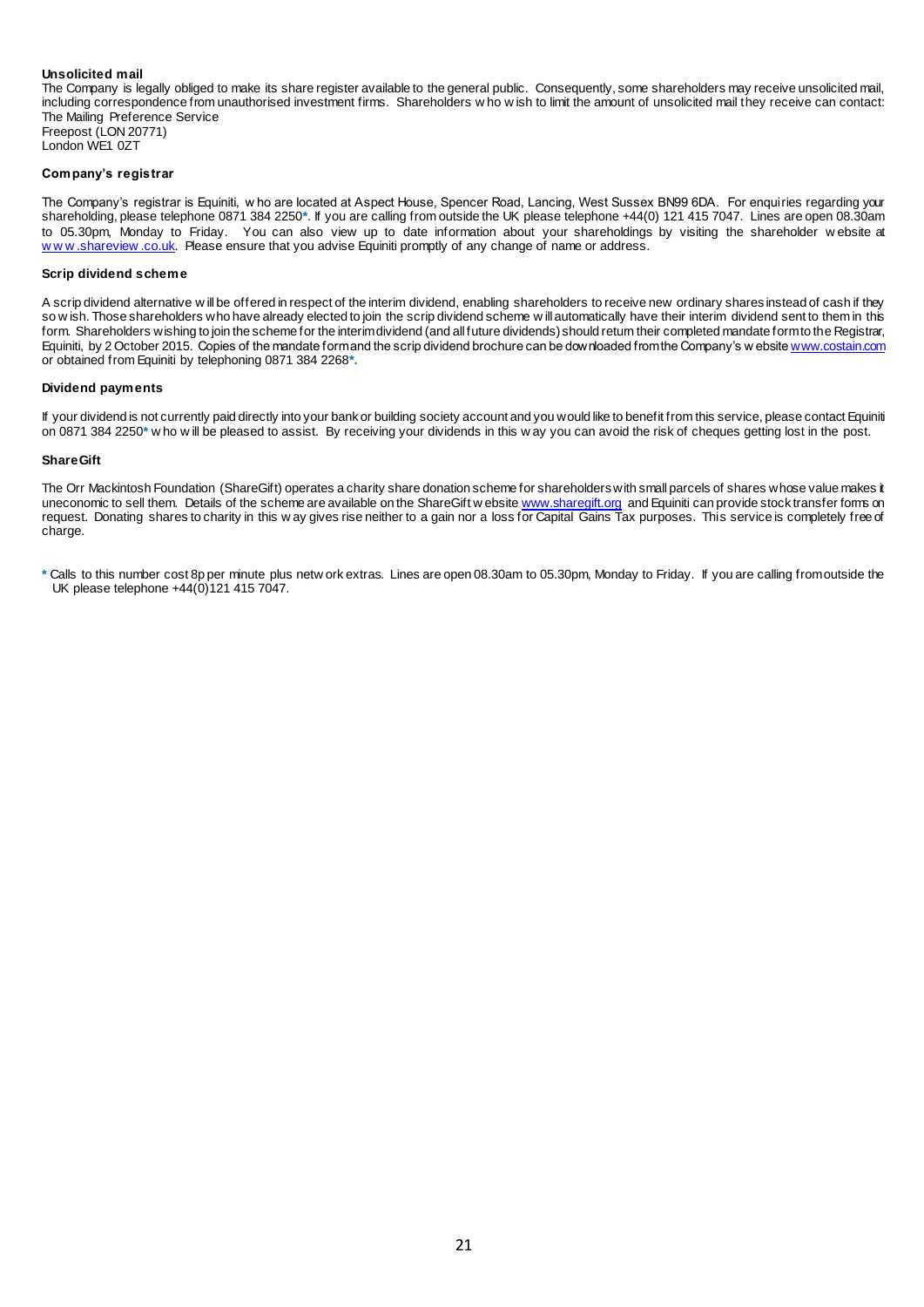**Unsolicited mail**

The Company is legally obliged to make its share register available to the general public. Consequently, some shareholders may receive unsolicited mail, including correspondence from unauthorised investment firms. Shareholders who wish to limit the amount of unsolicited mail they receive can contact:
The Mailing Preference Service
Freepost (LON 20771)
London WE1 0ZT

**Company's registrar**

The Company's registrar is Equiniti, who are located at Aspect House, Spencer Road, Lancing, West Sussex BN99 6DA. For enquiries regarding your shareholding, please telephone 0871 384 2250*. If you are calling from outside the UK please telephone +44(0) 121 415 7047. Lines are open 08.30am to 05.30pm, Monday to Friday. You can also view up to date information about your shareholdings by visiting the shareholder website at www.shareview.co.uk. Please ensure that you advise Equiniti promptly of any change of name or address.

**Scrip dividend scheme**

A scrip dividend alternative will be offered in respect of the interim dividend, enabling shareholders to receive new ordinary shares instead of cash if they so wish. Those shareholders who have already elected to join the scrip dividend scheme will automatically have their interim dividend sent to them in this form. Shareholders wishing to join the scheme for the interim dividend (and all future dividends) should return their completed mandate form to the Registrar, Equiniti, by 2 October 2015. Copies of the mandate form and the scrip dividend brochure can be downloaded from the Company's website www.costain.com or obtained from Equiniti by telephoning 0871 384 2268*.

**Dividend payments**

If your dividend is not currently paid directly into your bank or building society account and you would like to benefit from this service, please contact Equiniti on 0871 384 2250* who will be pleased to assist. By receiving your dividends in this way you can avoid the risk of cheques getting lost in the post.

**ShareGift**

The Orr Mackintosh Foundation (ShareGift) operates a charity share donation scheme for shareholders with small parcels of shares whose value makes it uneconomic to sell them. Details of the scheme are available on the ShareGift website www.sharegift.org and Equiniti can provide stock transfer forms on request. Donating shares to charity in this way gives rise neither to a gain nor a loss for Capital Gains Tax purposes. This service is completely free of charge.

\* Calls to this number cost 8p per minute plus network extras. Lines are open 08.30am to 05.30pm, Monday to Friday. If you are calling from outside the UK please telephone +44(0)121 415 7047.